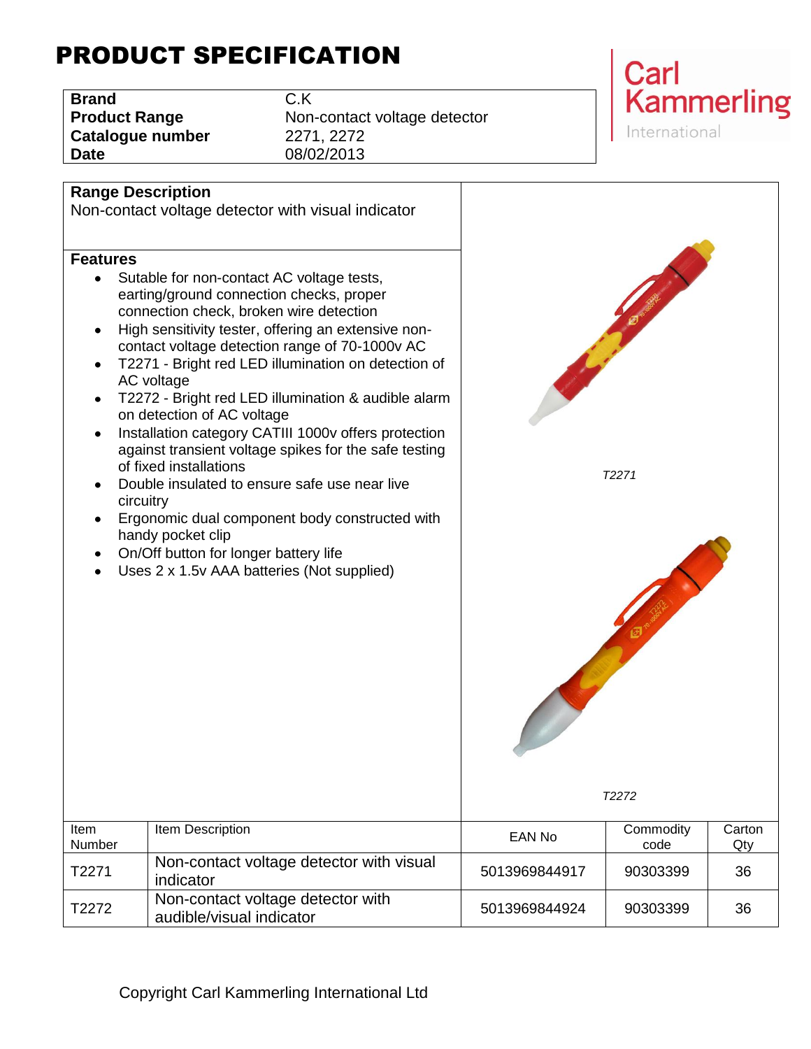# PRODUCT SPECIFICATION

| | |
|---|---|
| **Brand** | C.K |
| **Product Range** | Non-contact voltage detector |
| **Catalogue number** | 2271, 2272 |
| **Date** | 08/02/2013 |

Carl Kammerling International

## Range Description

Non-contact voltage detector with visual indicator

## Features

- Sutable for non-contact AC voltage tests, earting/ground connection checks, proper connection check, broken wire detection
- High sensitivity tester, offering an extensive non-contact voltage detection range of 70-1000v AC
- T2271 - Bright red LED illumination on detection of AC voltage
- T2272 - Bright red LED illumination & audible alarm on detection of AC voltage
- Installation category CATIII 1000v offers protection against transient voltage spikes for the safe testing of fixed installations
- Double insulated to ensure safe use near live circuitry
- Ergonomic dual component body constructed with handy pocket clip
- On/Off button for longer battery life
- Uses 2 x 1.5v AAA batteries (Not supplied)

*T2271*

*T2272*

| Item Number | Item Description | EAN No | Commodity code | Carton Qty |
|---|---|---|---|---|
| T2271 | Non-contact voltage detector with visual indicator | 5013969844917 | 90303399 | 36 |
| T2272 | Non-contact voltage detector with audible/visual indicator | 5013969844924 | 90303399 | 36 |

Copyright Carl Kammerling International Ltd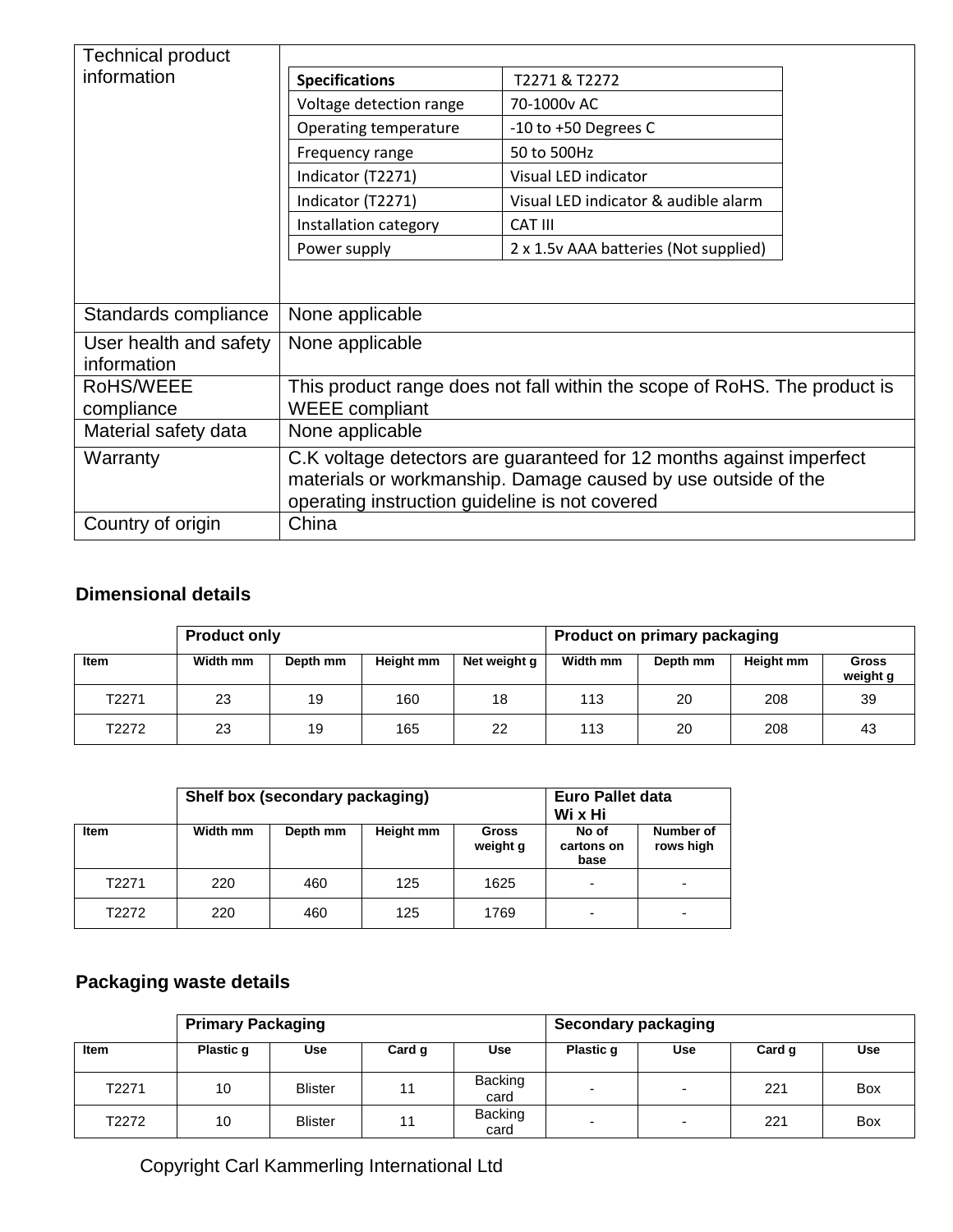| Technical product information | |
|---|---|
| | **Specifications** \| T2271 & T2272 |

| Specifications | T2271 & T2272 |
|---|---|
| Voltage detection range | 70-1000v AC |
| Operating temperature | -10 to +50 Degrees C |
| Frequency range | 50 to 500Hz |
| Indicator (T2271) | Visual LED indicator |
| Indicator (T2271) | Visual LED indicator & audible alarm |
| Installation category | CAT III |
| Power supply | 2 x 1.5v AAA batteries (Not supplied) |

| | |
|---|---|
| Standards compliance | None applicable |
| User health and safety information | None applicable |
| RoHS/WEEE compliance | This product range does not fall within the scope of RoHS. The product is WEEE compliant |
| Material safety data | None applicable |
| Warranty | C.K voltage detectors are guaranteed for 12 months against imperfect materials or workmanship. Damage caused by use outside of the operating instruction guideline is not covered |
| Country of origin | China |

## Dimensional details

| | Product only | | | | Product on primary packaging | | | |
|---|---|---|---|---|---|---|---|---|
| Item | Width mm | Depth mm | Height mm | Net weight g | Width mm | Depth mm | Height mm | Gross weight g |
| T2271 | 23 | 19 | 160 | 18 | 113 | 20 | 208 | 39 |
| T2272 | 23 | 19 | 165 | 22 | 113 | 20 | 208 | 43 |

| | Shelf box (secondary packaging) | | | | Euro Pallet data Wi x Hi | |
|---|---|---|---|---|---|---|
| Item | Width mm | Depth mm | Height mm | Gross weight g | No of cartons on base | Number of rows high |
| T2271 | 220 | 460 | 125 | 1625 | - | - |
| T2272 | 220 | 460 | 125 | 1769 | - | - |

## Packaging waste details

| | Primary Packaging | | | | Secondary packaging | | | |
|---|---|---|---|---|---|---|---|---|
| Item | Plastic g | Use | Card g | Use | Plastic g | Use | Card g | Use |
| T2271 | 10 | Blister | 11 | Backing card | - | - | 221 | Box |
| T2272 | 10 | Blister | 11 | Backing card | - | - | 221 | Box |

Copyright Carl Kammerling International Ltd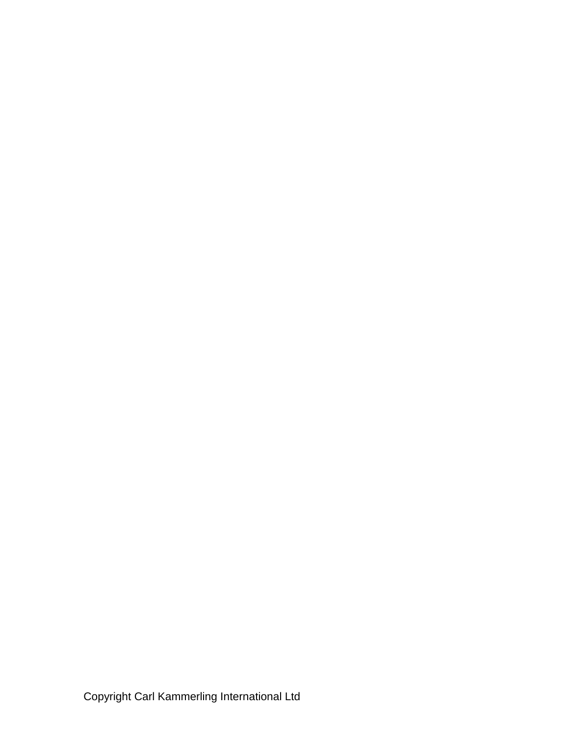Copyright Carl Kammerling International Ltd